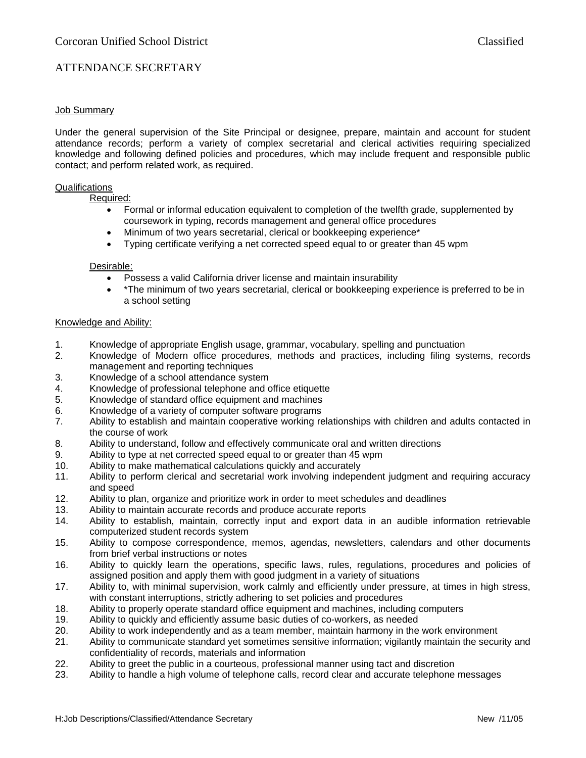Corcoran Unified School District — Classified

# ATTENDANCE SECRETARY

## Job Summary

Under the general supervision of the Site Principal or designee, prepare, maintain and account for student attendance records; perform a variety of complex secretarial and clerical activities requiring specialized knowledge and following defined policies and procedures, which may include frequent and responsible public contact; and perform related work, as required.

## Qualifications

**Required:**

- Formal or informal education equivalent to completion of the twelfth grade, supplemented by coursework in typing, records management and general office procedures
- Minimum of two years secretarial, clerical or bookkeeping experience*
- Typing certificate verifying a net corrected speed equal to or greater than 45 wpm

**Desirable:**

- Possess a valid California driver license and maintain insurability
- *The minimum of two years secretarial, clerical or bookkeeping experience is preferred to be in a school setting

## Knowledge and Ability:

1. Knowledge of appropriate English usage, grammar, vocabulary, spelling and punctuation
2. Knowledge of Modern office procedures, methods and practices, including filing systems, records management and reporting techniques
3. Knowledge of a school attendance system
4. Knowledge of professional telephone and office etiquette
5. Knowledge of standard office equipment and machines
6. Knowledge of a variety of computer software programs
7. Ability to establish and maintain cooperative working relationships with children and adults contacted in the course of work
8. Ability to understand, follow and effectively communicate oral and written directions
9. Ability to type at net corrected speed equal to or greater than 45 wpm
10. Ability to make mathematical calculations quickly and accurately
11. Ability to perform clerical and secretarial work involving independent judgment and requiring accuracy and speed
12. Ability to plan, organize and prioritize work in order to meet schedules and deadlines
13. Ability to maintain accurate records and produce accurate reports
14. Ability to establish, maintain, correctly input and export data in an audible information retrievable computerized student records system
15. Ability to compose correspondence, memos, agendas, newsletters, calendars and other documents from brief verbal instructions or notes
16. Ability to quickly learn the operations, specific laws, rules, regulations, procedures and policies of assigned position and apply them with good judgment in a variety of situations
17. Ability to, with minimal supervision, work calmly and efficiently under pressure, at times in high stress, with constant interruptions, strictly adhering to set policies and procedures
18. Ability to properly operate standard office equipment and machines, including computers
19. Ability to quickly and efficiently assume basic duties of co-workers, as needed
20. Ability to work independently and as a team member, maintain harmony in the work environment
21. Ability to communicate standard yet sometimes sensitive information; vigilantly maintain the security and confidentiality of records, materials and information
22. Ability to greet the public in a courteous, professional manner using tact and discretion
23. Ability to handle a high volume of telephone calls, record clear and accurate telephone messages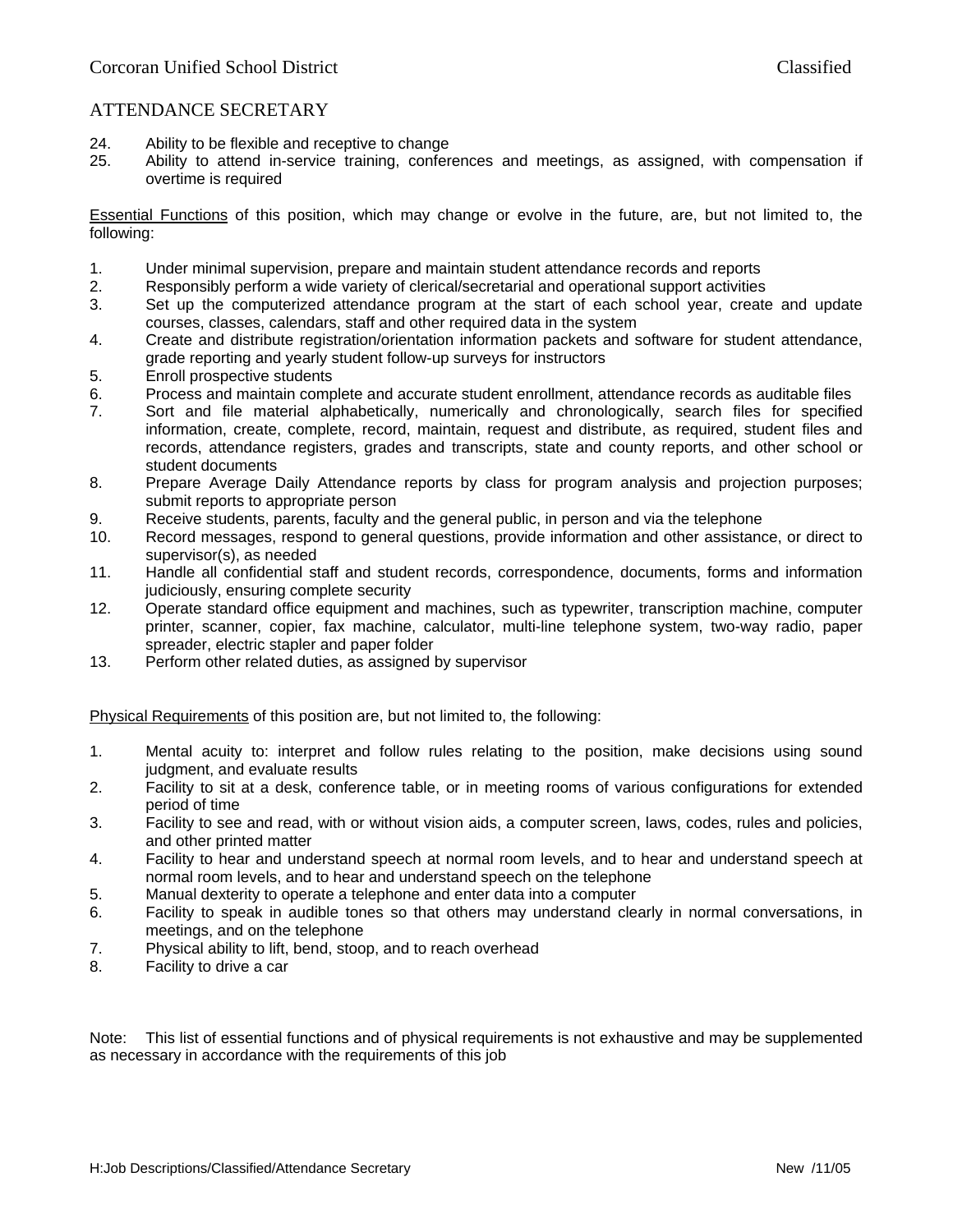24. Ability to be flexible and receptive to change
25. Ability to attend in-service training, conferences and meetings, as assigned, with compensation if overtime is required

Essential Functions of this position, which may change or evolve in the future, are, but not limited to, the following:

1. Under minimal supervision, prepare and maintain student attendance records and reports
2. Responsibly perform a wide variety of clerical/secretarial and operational support activities
3. Set up the computerized attendance program at the start of each school year, create and update courses, classes, calendars, staff and other required data in the system
4. Create and distribute registration/orientation information packets and software for student attendance, grade reporting and yearly student follow-up surveys for instructors
5. Enroll prospective students
6. Process and maintain complete and accurate student enrollment, attendance records as auditable files
7. Sort and file material alphabetically, numerically and chronologically, search files for specified information, create, complete, record, maintain, request and distribute, as required, student files and records, attendance registers, grades and transcripts, state and county reports, and other school or student documents
8. Prepare Average Daily Attendance reports by class for program analysis and projection purposes; submit reports to appropriate person
9. Receive students, parents, faculty and the general public, in person and via the telephone
10. Record messages, respond to general questions, provide information and other assistance, or direct to supervisor(s), as needed
11. Handle all confidential staff and student records, correspondence, documents, forms and information judiciously, ensuring complete security
12. Operate standard office equipment and machines, such as typewriter, transcription machine, computer printer, scanner, copier, fax machine, calculator, multi-line telephone system, two-way radio, paper spreader, electric stapler and paper folder
13. Perform other related duties, as assigned by supervisor

Physical Requirements of this position are, but not limited to, the following:

1. Mental acuity to: interpret and follow rules relating to the position, make decisions using sound judgment, and evaluate results
2. Facility to sit at a desk, conference table, or in meeting rooms of various configurations for extended period of time
3. Facility to see and read, with or without vision aids, a computer screen, laws, codes, rules and policies, and other printed matter
4. Facility to hear and understand speech at normal room levels, and to hear and understand speech at normal room levels, and to hear and understand speech on the telephone
5. Manual dexterity to operate a telephone and enter data into a computer
6. Facility to speak in audible tones so that others may understand clearly in normal conversations, in meetings, and on the telephone
7. Physical ability to lift, bend, stoop, and to reach overhead
8. Facility to drive a car

Note: This list of essential functions and of physical requirements is not exhaustive and may be supplemented as necessary in accordance with the requirements of this job